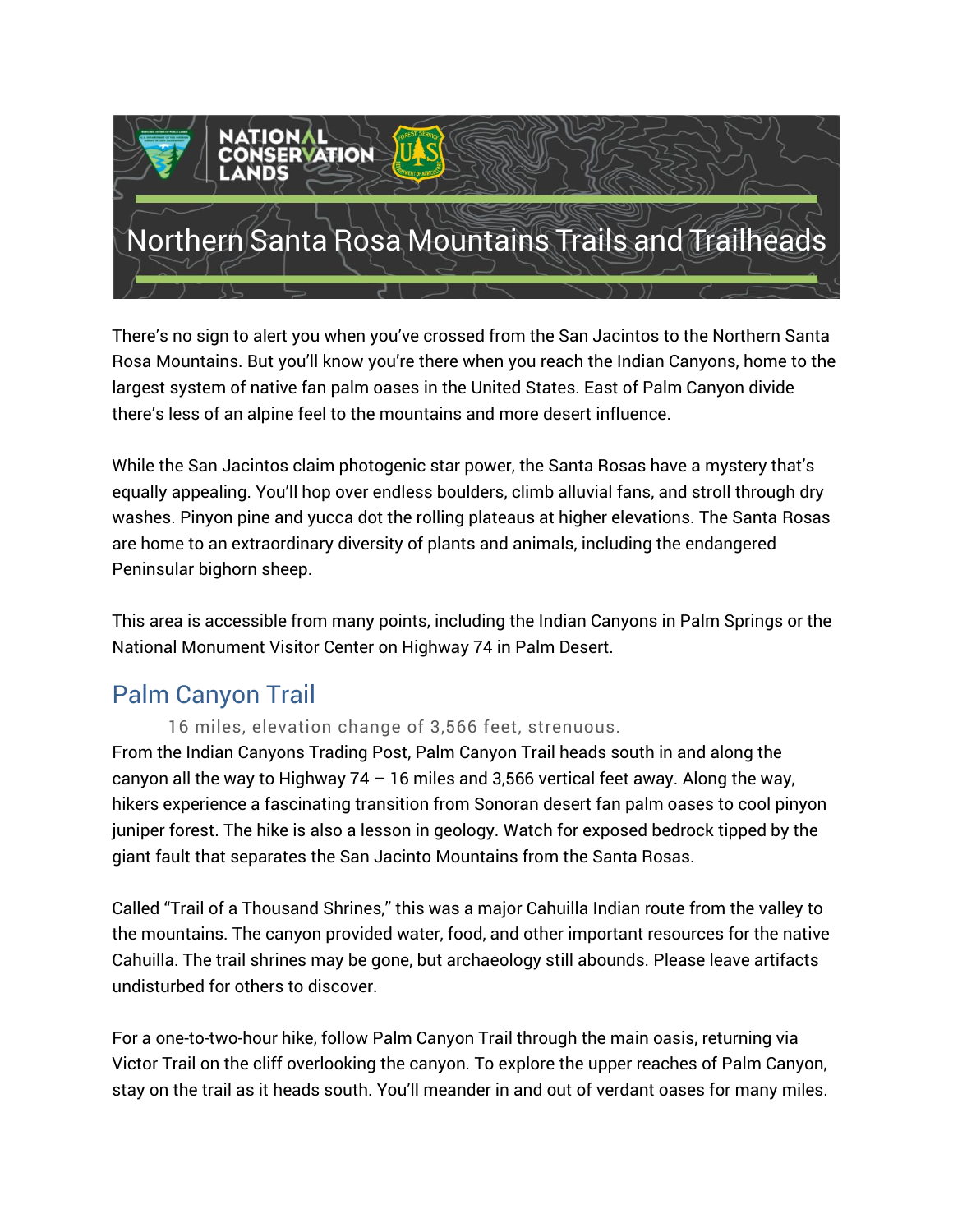NATIONAL CONSERVATION LANDS

# Northern Santa Rosa Mountains Trails and Trailheads

There's no sign to alert you when you've crossed from the San Jacintos to the Northern Santa Rosa Mountains. But you'll know you're there when you reach the Indian Canyons, home to the largest system of native fan palm oases in the United States. East of Palm Canyon divide there's less of an alpine feel to the mountains and more desert influence.

While the San Jacintos claim photogenic star power, the Santa Rosas have a mystery that's equally appealing. You'll hop over endless boulders, climb alluvial fans, and stroll through dry washes. Pinyon pine and yucca dot the rolling plateaus at higher elevations. The Santa Rosas are home to an extraordinary diversity of plants and animals, including the endangered Peninsular bighorn sheep.

This area is accessible from many points, including the Indian Canyons in Palm Springs or the National Monument Visitor Center on Highway 74 in Palm Desert.

## Palm Canyon Trail

16 miles, elevation change of 3,566 feet, strenuous.

From the Indian Canyons Trading Post, Palm Canyon Trail heads south in and along the canyon all the way to Highway 74 – 16 miles and 3,566 vertical feet away. Along the way, hikers experience a fascinating transition from Sonoran desert fan palm oases to cool pinyon juniper forest. The hike is also a lesson in geology. Watch for exposed bedrock tipped by the giant fault that separates the San Jacinto Mountains from the Santa Rosas.

Called "Trail of a Thousand Shrines," this was a major Cahuilla Indian route from the valley to the mountains. The canyon provided water, food, and other important resources for the native Cahuilla. The trail shrines may be gone, but archaeology still abounds. Please leave artifacts undisturbed for others to discover.

For a one-to-two-hour hike, follow Palm Canyon Trail through the main oasis, returning via Victor Trail on the cliff overlooking the canyon. To explore the upper reaches of Palm Canyon, stay on the trail as it heads south. You'll meander in and out of verdant oases for many miles.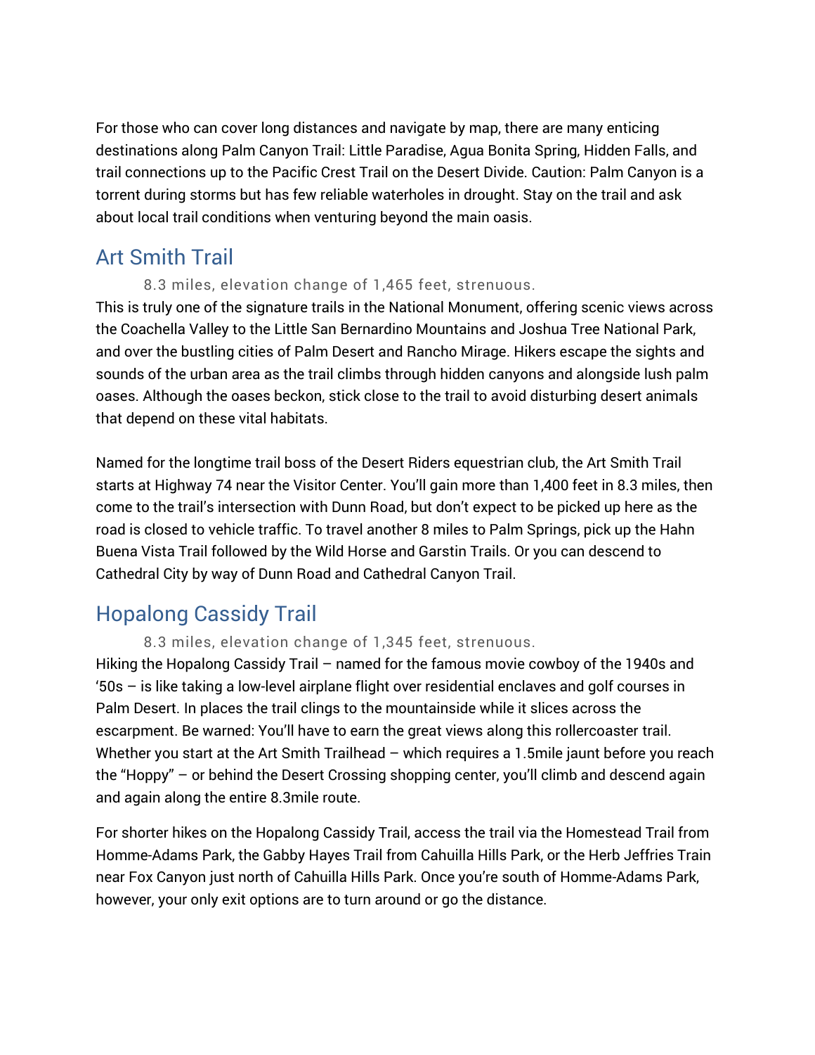For those who can cover long distances and navigate by map, there are many enticing destinations along Palm Canyon Trail: Little Paradise, Agua Bonita Spring, Hidden Falls, and trail connections up to the Pacific Crest Trail on the Desert Divide. Caution: Palm Canyon is a torrent during storms but has few reliable waterholes in drought. Stay on the trail and ask about local trail conditions when venturing beyond the main oasis.

## Art Smith Trail

8.3 miles, elevation change of 1,465 feet, strenuous.

This is truly one of the signature trails in the National Monument, offering scenic views across the Coachella Valley to the Little San Bernardino Mountains and Joshua Tree National Park, and over the bustling cities of Palm Desert and Rancho Mirage. Hikers escape the sights and sounds of the urban area as the trail climbs through hidden canyons and alongside lush palm oases. Although the oases beckon, stick close to the trail to avoid disturbing desert animals that depend on these vital habitats.

Named for the longtime trail boss of the Desert Riders equestrian club, the Art Smith Trail starts at Highway 74 near the Visitor Center. You'll gain more than 1,400 feet in 8.3 miles, then come to the trail's intersection with Dunn Road, but don't expect to be picked up here as the road is closed to vehicle traffic. To travel another 8 miles to Palm Springs, pick up the Hahn Buena Vista Trail followed by the Wild Horse and Garstin Trails. Or you can descend to Cathedral City by way of Dunn Road and Cathedral Canyon Trail.

## Hopalong Cassidy Trail

8.3 miles, elevation change of 1,345 feet, strenuous.

Hiking the Hopalong Cassidy Trail – named for the famous movie cowboy of the 1940s and '50s – is like taking a low-level airplane flight over residential enclaves and golf courses in Palm Desert. In places the trail clings to the mountainside while it slices across the escarpment. Be warned: You'll have to earn the great views along this rollercoaster trail. Whether you start at the Art Smith Trailhead – which requires a 1.5mile jaunt before you reach the "Hoppy" – or behind the Desert Crossing shopping center, you'll climb and descend again and again along the entire 8.3mile route.

For shorter hikes on the Hopalong Cassidy Trail, access the trail via the Homestead Trail from Homme-Adams Park, the Gabby Hayes Trail from Cahuilla Hills Park, or the Herb Jeffries Train near Fox Canyon just north of Cahuilla Hills Park. Once you're south of Homme-Adams Park, however, your only exit options are to turn around or go the distance.